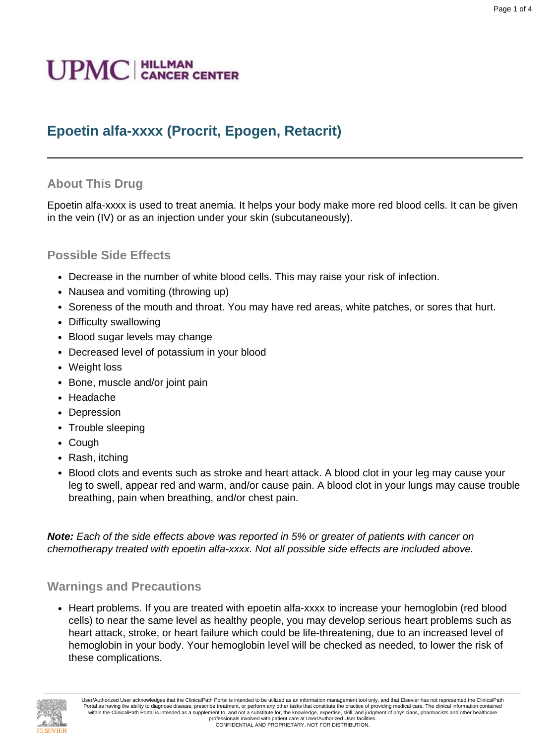UPMC | HILLMAN CANCER CENTER

# Epoetin alfa-xxxx (Procrit, Epogen, Retacrit)

## About This Drug

Epoetin alfa-xxxx is used to treat anemia. It helps your body make more red blood cells. It can be given in the vein (IV) or as an injection under your skin (subcutaneously).

## Possible Side Effects

- Decrease in the number of white blood cells. This may raise your risk of infection.
- Nausea and vomiting (throwing up)
- Soreness of the mouth and throat. You may have red areas, white patches, or sores that hurt.
- Difficulty swallowing
- Blood sugar levels may change
- Decreased level of potassium in your blood
- Weight loss
- Bone, muscle and/or joint pain
- Headache
- Depression
- Trouble sleeping
- Cough
- Rash, itching
- Blood clots and events such as stroke and heart attack. A blood clot in your leg may cause your leg to swell, appear red and warm, and/or cause pain. A blood clot in your lungs may cause trouble breathing, pain when breathing, and/or chest pain.

***Note:*** *Each of the side effects above was reported in 5% or greater of patients with cancer on chemotherapy treated with epoetin alfa-xxxx. Not all possible side effects are included above.*

## Warnings and Precautions

- Heart problems. If you are treated with epoetin alfa-xxxx to increase your hemoglobin (red blood cells) to near the same level as healthy people, you may develop serious heart problems such as heart attack, stroke, or heart failure which could be life-threatening, due to an increased level of hemoglobin in your body. Your hemoglobin level will be checked as needed, to lower the risk of these complications.

User/Authorized User acknowledges that the ClinicalPath Portal is intended to be utilized as an information management tool only, and that Elsevier has not represented the ClinicalPath Portal as having the ability to diagnose disease, prescribe treatment, or perform any other tasks that constitute the practice of providing medical care. The clinical information contained within the ClinicalPath Portal is intended as a supplement to, and not a substitute for, the knowledge, expertise, skill, and judgment of physicians, pharmacists and other healthcare professionals involved with patient care at User/Authorized User facilities.
CONFIDENTIAL AND PROPRIETARY. NOT FOR DISTRIBUTION.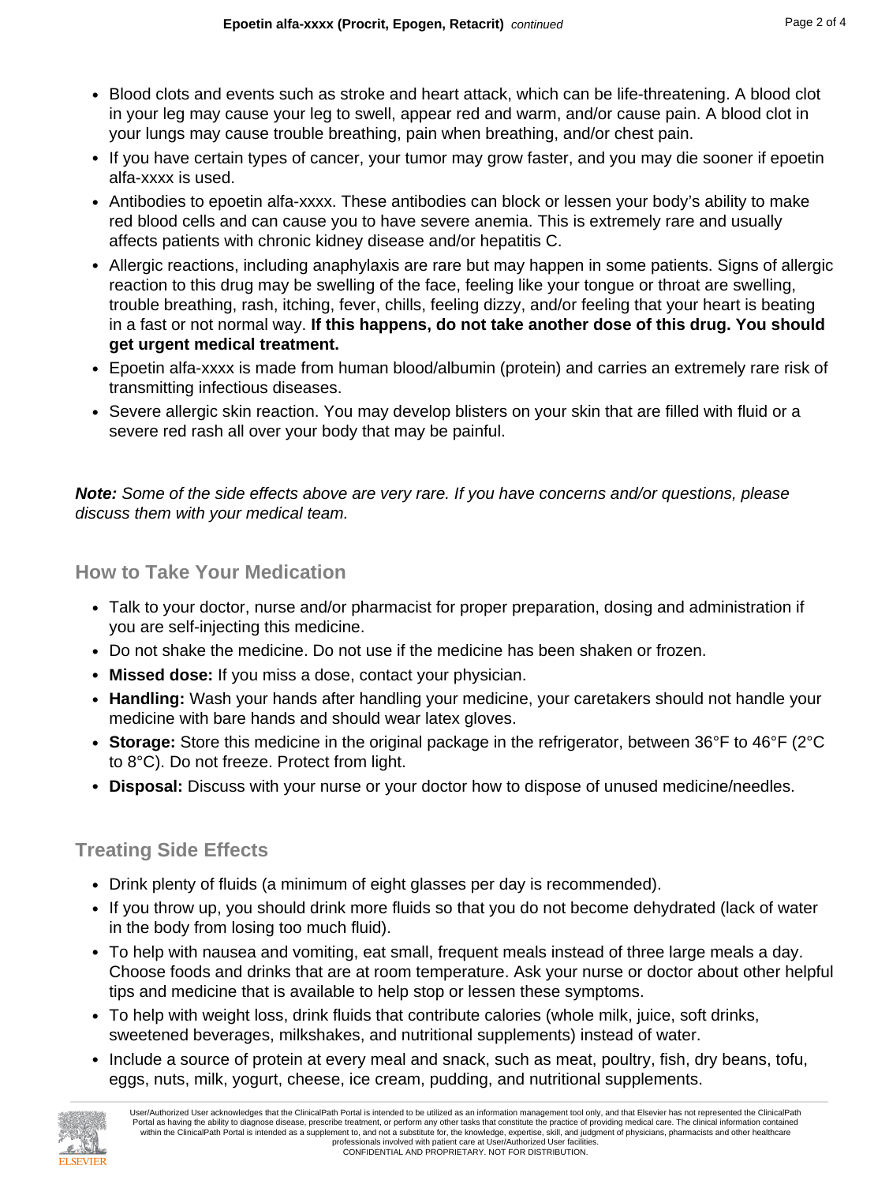- Blood clots and events such as stroke and heart attack, which can be life-threatening. A blood clot in your leg may cause your leg to swell, appear red and warm, and/or cause pain. A blood clot in your lungs may cause trouble breathing, pain when breathing, and/or chest pain.
- If you have certain types of cancer, your tumor may grow faster, and you may die sooner if epoetin alfa-xxxx is used.
- Antibodies to epoetin alfa-xxxx. These antibodies can block or lessen your body's ability to make red blood cells and can cause you to have severe anemia. This is extremely rare and usually affects patients with chronic kidney disease and/or hepatitis C.
- Allergic reactions, including anaphylaxis are rare but may happen in some patients. Signs of allergic reaction to this drug may be swelling of the face, feeling like your tongue or throat are swelling, trouble breathing, rash, itching, fever, chills, feeling dizzy, and/or feeling that your heart is beating in a fast or not normal way. **If this happens, do not take another dose of this drug. You should get urgent medical treatment.**
- Epoetin alfa-xxxx is made from human blood/albumin (protein) and carries an extremely rare risk of transmitting infectious diseases.
- Severe allergic skin reaction. You may develop blisters on your skin that are filled with fluid or a severe red rash all over your body that may be painful.

***Note:*** *Some of the side effects above are very rare. If you have concerns and/or questions, please discuss them with your medical team.*

## How to Take Your Medication

- Talk to your doctor, nurse and/or pharmacist for proper preparation, dosing and administration if you are self-injecting this medicine.
- Do not shake the medicine. Do not use if the medicine has been shaken or frozen.
- **Missed dose:** If you miss a dose, contact your physician.
- **Handling:** Wash your hands after handling your medicine, your caretakers should not handle your medicine with bare hands and should wear latex gloves.
- **Storage:** Store this medicine in the original package in the refrigerator, between 36°F to 46°F (2°C to 8°C). Do not freeze. Protect from light.
- **Disposal:** Discuss with your nurse or your doctor how to dispose of unused medicine/needles.

## Treating Side Effects

- Drink plenty of fluids (a minimum of eight glasses per day is recommended).
- If you throw up, you should drink more fluids so that you do not become dehydrated (lack of water in the body from losing too much fluid).
- To help with nausea and vomiting, eat small, frequent meals instead of three large meals a day. Choose foods and drinks that are at room temperature. Ask your nurse or doctor about other helpful tips and medicine that is available to help stop or lessen these symptoms.
- To help with weight loss, drink fluids that contribute calories (whole milk, juice, soft drinks, sweetened beverages, milkshakes, and nutritional supplements) instead of water.
- Include a source of protein at every meal and snack, such as meat, poultry, fish, dry beans, tofu, eggs, nuts, milk, yogurt, cheese, ice cream, pudding, and nutritional supplements.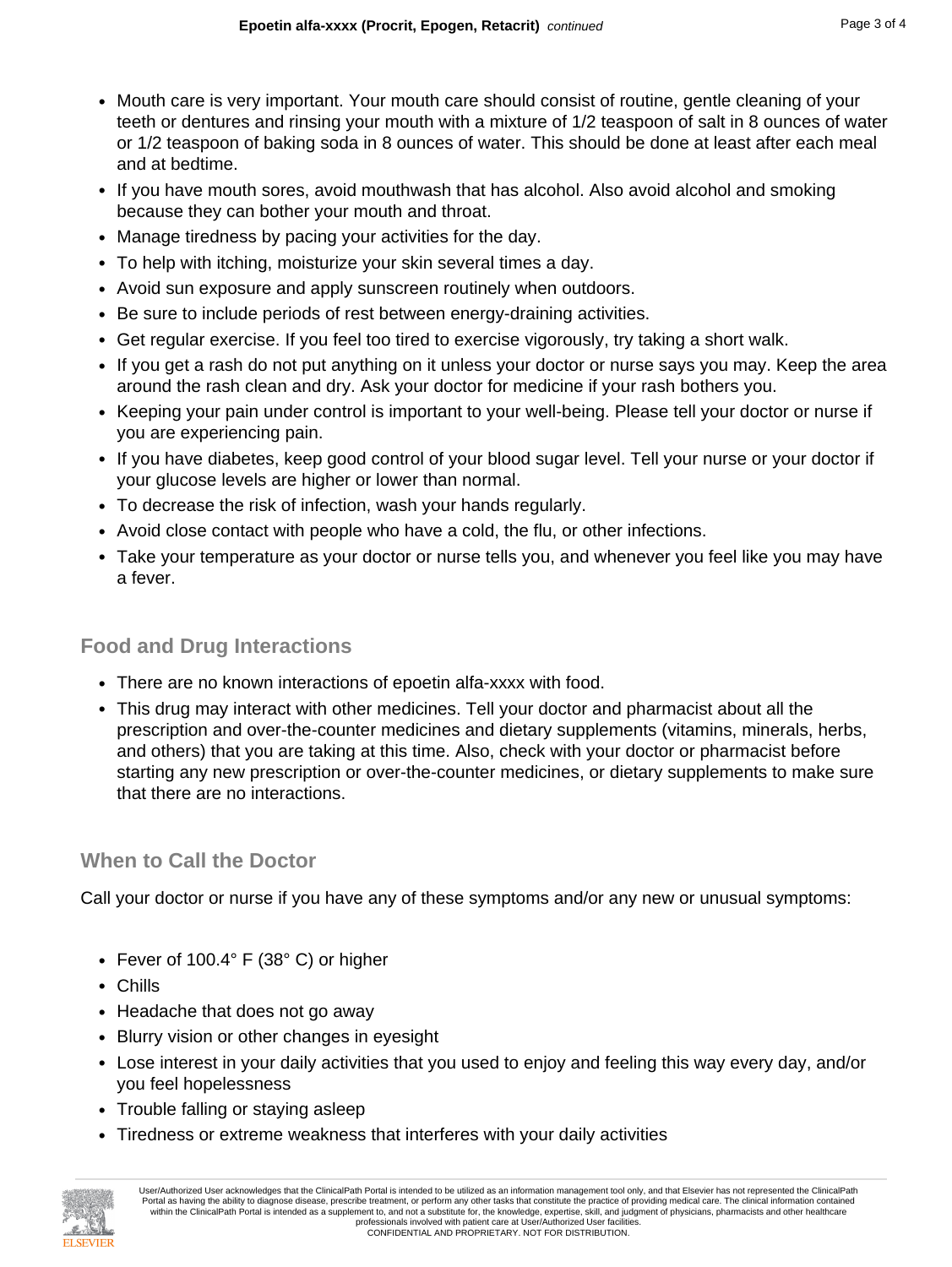- Mouth care is very important. Your mouth care should consist of routine, gentle cleaning of your teeth or dentures and rinsing your mouth with a mixture of 1/2 teaspoon of salt in 8 ounces of water or 1/2 teaspoon of baking soda in 8 ounces of water. This should be done at least after each meal and at bedtime.
- If you have mouth sores, avoid mouthwash that has alcohol. Also avoid alcohol and smoking because they can bother your mouth and throat.
- Manage tiredness by pacing your activities for the day.
- To help with itching, moisturize your skin several times a day.
- Avoid sun exposure and apply sunscreen routinely when outdoors.
- Be sure to include periods of rest between energy-draining activities.
- Get regular exercise. If you feel too tired to exercise vigorously, try taking a short walk.
- If you get a rash do not put anything on it unless your doctor or nurse says you may. Keep the area around the rash clean and dry. Ask your doctor for medicine if your rash bothers you.
- Keeping your pain under control is important to your well-being. Please tell your doctor or nurse if you are experiencing pain.
- If you have diabetes, keep good control of your blood sugar level. Tell your nurse or your doctor if your glucose levels are higher or lower than normal.
- To decrease the risk of infection, wash your hands regularly.
- Avoid close contact with people who have a cold, the flu, or other infections.
- Take your temperature as your doctor or nurse tells you, and whenever you feel like you may have a fever.

## Food and Drug Interactions

- There are no known interactions of epoetin alfa-xxxx with food.
- This drug may interact with other medicines. Tell your doctor and pharmacist about all the prescription and over-the-counter medicines and dietary supplements (vitamins, minerals, herbs, and others) that you are taking at this time. Also, check with your doctor or pharmacist before starting any new prescription or over-the-counter medicines, or dietary supplements to make sure that there are no interactions.

## When to Call the Doctor

Call your doctor or nurse if you have any of these symptoms and/or any new or unusual symptoms:

- Fever of 100.4° F (38° C) or higher
- Chills
- Headache that does not go away
- Blurry vision or other changes in eyesight
- Lose interest in your daily activities that you used to enjoy and feeling this way every day, and/or you feel hopelessness
- Trouble falling or staying asleep
- Tiredness or extreme weakness that interferes with your daily activities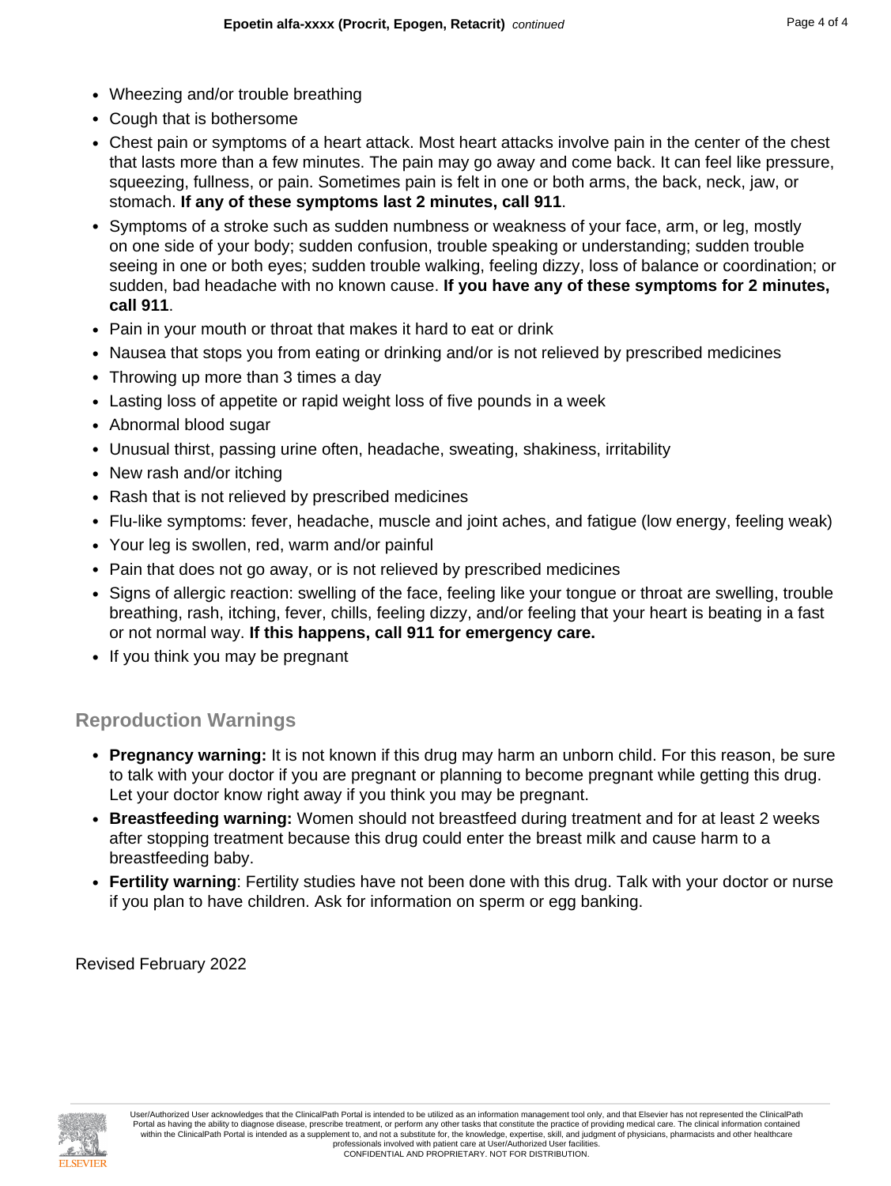- Wheezing and/or trouble breathing
- Cough that is bothersome
- Chest pain or symptoms of a heart attack. Most heart attacks involve pain in the center of the chest that lasts more than a few minutes. The pain may go away and come back. It can feel like pressure, squeezing, fullness, or pain. Sometimes pain is felt in one or both arms, the back, neck, jaw, or stomach. **If any of these symptoms last 2 minutes, call 911**.
- Symptoms of a stroke such as sudden numbness or weakness of your face, arm, or leg, mostly on one side of your body; sudden confusion, trouble speaking or understanding; sudden trouble seeing in one or both eyes; sudden trouble walking, feeling dizzy, loss of balance or coordination; or sudden, bad headache with no known cause. **If you have any of these symptoms for 2 minutes, call 911**.
- Pain in your mouth or throat that makes it hard to eat or drink
- Nausea that stops you from eating or drinking and/or is not relieved by prescribed medicines
- Throwing up more than 3 times a day
- Lasting loss of appetite or rapid weight loss of five pounds in a week
- Abnormal blood sugar
- Unusual thirst, passing urine often, headache, sweating, shakiness, irritability
- New rash and/or itching
- Rash that is not relieved by prescribed medicines
- Flu-like symptoms: fever, headache, muscle and joint aches, and fatigue (low energy, feeling weak)
- Your leg is swollen, red, warm and/or painful
- Pain that does not go away, or is not relieved by prescribed medicines
- Signs of allergic reaction: swelling of the face, feeling like your tongue or throat are swelling, trouble breathing, rash, itching, fever, chills, feeling dizzy, and/or feeling that your heart is beating in a fast or not normal way. **If this happens, call 911 for emergency care.**
- If you think you may be pregnant

## Reproduction Warnings

- **Pregnancy warning:** It is not known if this drug may harm an unborn child. For this reason, be sure to talk with your doctor if you are pregnant or planning to become pregnant while getting this drug. Let your doctor know right away if you think you may be pregnant.
- **Breastfeeding warning:** Women should not breastfeed during treatment and for at least 2 weeks after stopping treatment because this drug could enter the breast milk and cause harm to a breastfeeding baby.
- **Fertility warning**: Fertility studies have not been done with this drug. Talk with your doctor or nurse if you plan to have children. Ask for information on sperm or egg banking.

Revised February 2022

User/Authorized User acknowledges that the ClinicalPath Portal is intended to be utilized as an information management tool only, and that Elsevier has not represented the ClinicalPath Portal as having the ability to diagnose disease, prescribe treatment, or perform any other tasks that constitute the practice of providing medical care. The clinical information contained within the ClinicalPath Portal is intended as a supplement to, and not a substitute for, the knowledge, expertise, skill, and judgment of physicians, pharmacists and other healthcare professionals involved with patient care at User/Authorized User facilities.
CONFIDENTIAL AND PROPRIETARY. NOT FOR DISTRIBUTION.